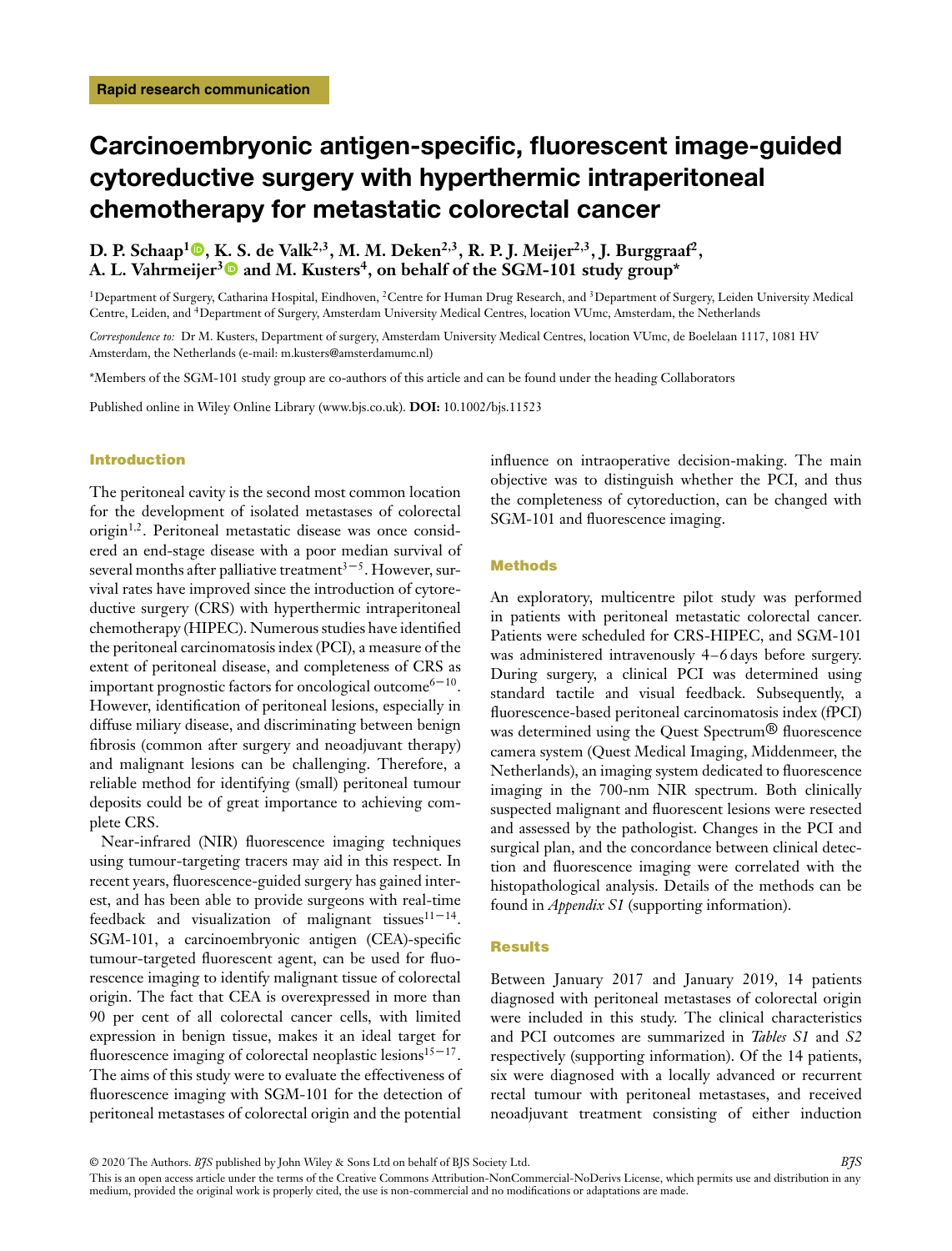Rapid research communication

# Carcinoembryonic antigen-specific, fluorescent image-guided cytoreductive surgery with hyperthermic intraperitoneal chemotherapy for metastatic colorectal cancer

**D. P. Schaap[1], K. S. de Valk[2,3], M. M. Deken[2,3], R. P. J. Meijer[2,3], J. Burggraaf[2], A. L. Vahrmeijer[3] and M. Kusters[4], on behalf of the SGM-101 study group***

[1]Department of Surgery, Catharina Hospital, Eindhoven, [2]Centre for Human Drug Research, and [3]Department of Surgery, Leiden University Medical Centre, Leiden, and [4]Department of Surgery, Amsterdam University Medical Centres, location VUmc, Amsterdam, the Netherlands

*Correspondence to:* Dr M. Kusters, Department of surgery, Amsterdam University Medical Centres, location VUmc, de Boelelaan 1117, 1081 HV Amsterdam, the Netherlands (e-mail: m.kusters@amsterdamumc.nl)

*Members of the SGM-101 study group are co-authors of this article and can be found under the heading Collaborators

Published online in Wiley Online Library (www.bjs.co.uk). **DOI:** 10.1002/bjs.11523

## Introduction

The peritoneal cavity is the second most common location for the development of isolated metastases of colorectal origin[1,2]. Peritoneal metastatic disease was once considered an end-stage disease with a poor median survival of several months after palliative treatment[3−5]. However, survival rates have improved since the introduction of cytoreductive surgery (CRS) with hyperthermic intraperitoneal chemotherapy (HIPEC). Numerous studies have identified the peritoneal carcinomatosis index (PCI), a measure of the extent of peritoneal disease, and completeness of CRS as important prognostic factors for oncological outcome[6−10]. However, identification of peritoneal lesions, especially in diffuse miliary disease, and discriminating between benign fibrosis (common after surgery and neoadjuvant therapy) and malignant lesions can be challenging. Therefore, a reliable method for identifying (small) peritoneal tumour deposits could be of great importance to achieving complete CRS.

Near-infrared (NIR) fluorescence imaging techniques using tumour-targeting tracers may aid in this respect. In recent years, fluorescence-guided surgery has gained interest, and has been able to provide surgeons with real-time feedback and visualization of malignant tissues[11−14]. SGM-101, a carcinoembryonic antigen (CEA)-specific tumour-targeted fluorescent agent, can be used for fluorescence imaging to identify malignant tissue of colorectal origin. The fact that CEA is overexpressed in more than 90 per cent of all colorectal cancer cells, with limited expression in benign tissue, makes it an ideal target for fluorescence imaging of colorectal neoplastic lesions[15−17]. The aims of this study were to evaluate the effectiveness of fluorescence imaging with SGM-101 for the detection of peritoneal metastases of colorectal origin and the potential influence on intraoperative decision-making. The main objective was to distinguish whether the PCI, and thus the completeness of cytoreduction, can be changed with SGM-101 and fluorescence imaging.

## Methods

An exploratory, multicentre pilot study was performed in patients with peritoneal metastatic colorectal cancer. Patients were scheduled for CRS-HIPEC, and SGM-101 was administered intravenously 4–6 days before surgery. During surgery, a clinical PCI was determined using standard tactile and visual feedback. Subsequently, a fluorescence-based peritoneal carcinomatosis index (fPCI) was determined using the Quest Spectrum® fluorescence camera system (Quest Medical Imaging, Middenmeer, the Netherlands), an imaging system dedicated to fluorescence imaging in the 700-nm NIR spectrum. Both clinically suspected malignant and fluorescent lesions were resected and assessed by the pathologist. Changes in the PCI and surgical plan, and the concordance between clinical detection and fluorescence imaging were correlated with the histopathological analysis. Details of the methods can be found in *Appendix S1* (supporting information).

## Results

Between January 2017 and January 2019, 14 patients diagnosed with peritoneal metastases of colorectal origin were included in this study. The clinical characteristics and PCI outcomes are summarized in *Tables S1* and *S2* respectively (supporting information). Of the 14 patients, six were diagnosed with a locally advanced or recurrent rectal tumour with peritoneal metastases, and received neoadjuvant treatment consisting of either induction

© 2020 The Authors. *BJS* published by John Wiley & Sons Ltd on behalf of BJS Society Ltd.
This is an open access article under the terms of the Creative Commons Attribution-NonCommercial-NoDerivs License, which permits use and distribution in any medium, provided the original work is properly cited, the use is non-commercial and no modifications or adaptations are made.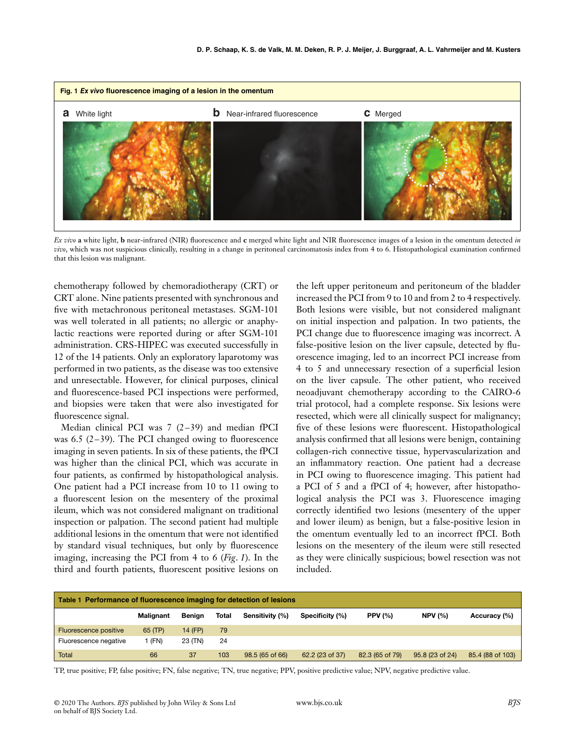**Fig. 1** *Ex vivo* **fluorescence imaging of a lesion in the omentum**

**a** White light **b** Near-infrared fluorescence **c** Merged

*Ex vivo* **a** white light, **b** near-infrared (NIR) fluorescence and **c** merged white light and NIR fluorescence images of a lesion in the omentum detected *in vivo*, which was not suspicious clinically, resulting in a change in peritoneal carcinomatosis index from 4 to 6. Histopathological examination confirmed that this lesion was malignant.

chemotherapy followed by chemoradiotherapy (CRT) or CRT alone. Nine patients presented with synchronous and five with metachronous peritoneal metastases. SGM-101 was well tolerated in all patients; no allergic or anaphylactic reactions were reported during or after SGM-101 administration. CRS-HIPEC was executed successfully in 12 of the 14 patients. Only an exploratory laparotomy was performed in two patients, as the disease was too extensive and unresectable. However, for clinical purposes, clinical and fluorescence-based PCI inspections were performed, and biopsies were taken that were also investigated for fluorescence signal.

Median clinical PCI was 7 (2–39) and median fPCI was 6.5 (2–39). The PCI changed owing to fluorescence imaging in seven patients. In six of these patients, the fPCI was higher than the clinical PCI, which was accurate in four patients, as confirmed by histopathological analysis. One patient had a PCI increase from 10 to 11 owing to a fluorescent lesion on the mesentery of the proximal ileum, which was not considered malignant on traditional inspection or palpation. The second patient had multiple additional lesions in the omentum that were not identified by standard visual techniques, but only by fluorescence imaging, increasing the PCI from 4 to 6 (*Fig. 1*). In the third and fourth patients, fluorescent positive lesions on the left upper peritoneum and peritoneum of the bladder increased the PCI from 9 to 10 and from 2 to 4 respectively. Both lesions were visible, but not considered malignant on initial inspection and palpation. In two patients, the PCI change due to fluorescence imaging was incorrect. A false-positive lesion on the liver capsule, detected by fluorescence imaging, led to an incorrect PCI increase from 4 to 5 and unnecessary resection of a superficial lesion on the liver capsule. The other patient, who received neoadjuvant chemotherapy according to the CAIRO-6 trial protocol, had a complete response. Six lesions were resected, which were all clinically suspect for malignancy; five of these lesions were fluorescent. Histopathological analysis confirmed that all lesions were benign, containing collagen-rich connective tissue, hypervascularization and an inflammatory reaction. One patient had a decrease in PCI owing to fluorescence imaging. This patient had a PCI of 5 and a fPCI of 4; however, after histopathological analysis the PCI was 3. Fluorescence imaging correctly identified two lesions (mesentery of the upper and lower ileum) as benign, but a false-positive lesion in the omentum eventually led to an incorrect fPCI. Both lesions on the mesentery of the ileum were still resected as they were clinically suspicious; bowel resection was not included.

**Table 1** Performance of fluorescence imaging for detection of lesions

| | Malignant | Benign | Total | Sensitivity (%) | Specificity (%) | PPV (%) | NPV (%) | Accuracy (%) |
|---|---|---|---|---|---|---|---|---|
| Fluorescence positive | 65 (TP) | 14 (FP) | 79 | | | | | |
| Fluorescence negative | 1 (FN) | 23 (TN) | 24 | | | | | |
| Total | 66 | 37 | 103 | 98.5 (65 of 66) | 62.2 (23 of 37) | 82.3 (65 of 79) | 95.8 (23 of 24) | 85.4 (88 of 103) |

TP, true positive; FP, false positive; FN, false negative; TN, true negative; PPV, positive predictive value; NPV, negative predictive value.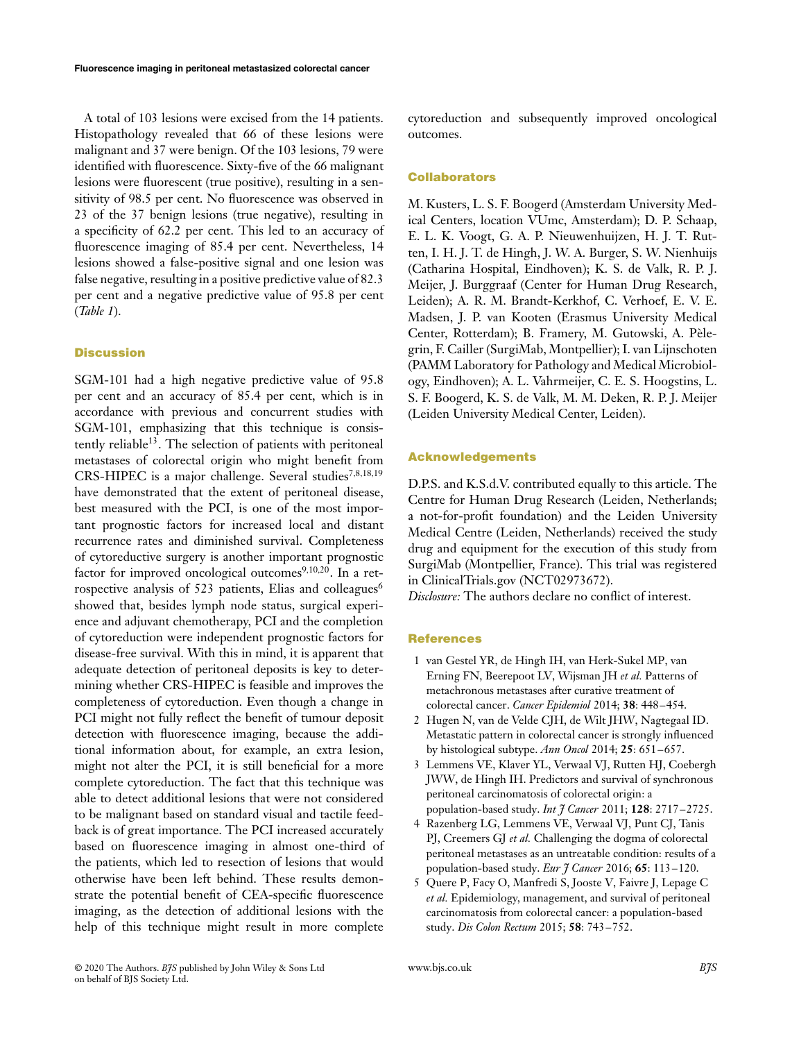A total of 103 lesions were excised from the 14 patients. Histopathology revealed that 66 of these lesions were malignant and 37 were benign. Of the 103 lesions, 79 were identified with fluorescence. Sixty-five of the 66 malignant lesions were fluorescent (true positive), resulting in a sensitivity of 98.5 per cent. No fluorescence was observed in 23 of the 37 benign lesions (true negative), resulting in a specificity of 62.2 per cent. This led to an accuracy of fluorescence imaging of 85.4 per cent. Nevertheless, 14 lesions showed a false-positive signal and one lesion was false negative, resulting in a positive predictive value of 82.3 per cent and a negative predictive value of 95.8 per cent (*Table 1*).

## Discussion

SGM-101 had a high negative predictive value of 95.8 per cent and an accuracy of 85.4 per cent, which is in accordance with previous and concurrent studies with SGM-101, emphasizing that this technique is consistently reliable[13]. The selection of patients with peritoneal metastases of colorectal origin who might benefit from CRS-HIPEC is a major challenge. Several studies[7,8,18,19] have demonstrated that the extent of peritoneal disease, best measured with the PCI, is one of the most important prognostic factors for increased local and distant recurrence rates and diminished survival. Completeness of cytoreductive surgery is another important prognostic factor for improved oncological outcomes[9,10,20]. In a retrospective analysis of 523 patients, Elias and colleagues[6] showed that, besides lymph node status, surgical experience and adjuvant chemotherapy, PCI and the completion of cytoreduction were independent prognostic factors for disease-free survival. With this in mind, it is apparent that adequate detection of peritoneal deposits is key to determining whether CRS-HIPEC is feasible and improves the completeness of cytoreduction. Even though a change in PCI might not fully reflect the benefit of tumour deposit detection with fluorescence imaging, because the additional information about, for example, an extra lesion, might not alter the PCI, it is still beneficial for a more complete cytoreduction. The fact that this technique was able to detect additional lesions that were not considered to be malignant based on standard visual and tactile feedback is of great importance. The PCI increased accurately based on fluorescence imaging in almost one-third of the patients, which led to resection of lesions that would otherwise have been left behind. These results demonstrate the potential benefit of CEA-specific fluorescence imaging, as the detection of additional lesions with the help of this technique might result in more complete cytoreduction and subsequently improved oncological outcomes.

## Collaborators

M. Kusters, L. S. F. Boogerd (Amsterdam University Medical Centers, location VUmc, Amsterdam); D. P. Schaap, E. L. K. Voogt, G. A. P. Nieuwenhuijzen, H. J. T. Rutten, I. H. J. T. de Hingh, J. W. A. Burger, S. W. Nienhuijs (Catharina Hospital, Eindhoven); K. S. de Valk, R. P. J. Meijer, J. Burggraaf (Center for Human Drug Research, Leiden); A. R. M. Brandt-Kerkhof, C. Verhoef, E. V. E. Madsen, J. P. van Kooten (Erasmus University Medical Center, Rotterdam); B. Framery, M. Gutowski, A. Pèlegrin, F. Cailler (SurgiMab, Montpellier); I. van Lijnschoten (PAMM Laboratory for Pathology and Medical Microbiology, Eindhoven); A. L. Vahrmeijer, C. E. S. Hoogstins, L. S. F. Boogerd, K. S. de Valk, M. M. Deken, R. P. J. Meijer (Leiden University Medical Center, Leiden).

## Acknowledgements

D.P.S. and K.S.d.V. contributed equally to this article. The Centre for Human Drug Research (Leiden, Netherlands; a not-for-profit foundation) and the Leiden University Medical Centre (Leiden, Netherlands) received the study drug and equipment for the execution of this study from SurgiMab (Montpellier, France). This trial was registered in ClinicalTrials.gov (NCT02973672).

*Disclosure:* The authors declare no conflict of interest.

## References

1. van Gestel YR, de Hingh IH, van Herk-Sukel MP, van Erning FN, Beerepoot LV, Wijsman JH *et al.* Patterns of metachronous metastases after curative treatment of colorectal cancer. *Cancer Epidemiol* 2014; **38**: 448–454.
2. Hugen N, van de Velde CJH, de Wilt JHW, Nagtegaal ID. Metastatic pattern in colorectal cancer is strongly influenced by histological subtype. *Ann Oncol* 2014; **25**: 651–657.
3. Lemmens VE, Klaver YL, Verwaal VJ, Rutten HJ, Coebergh JWW, de Hingh IH. Predictors and survival of synchronous peritoneal carcinomatosis of colorectal origin: a population-based study. *Int J Cancer* 2011; **128**: 2717–2725.
4. Razenberg LG, Lemmens VE, Verwaal VJ, Punt CJ, Tanis PJ, Creemers GJ *et al.* Challenging the dogma of colorectal peritoneal metastases as an untreatable condition: results of a population-based study. *Eur J Cancer* 2016; **65**: 113–120.
5. Quere P, Facy O, Manfredi S, Jooste V, Faivre J, Lepage C *et al.* Epidemiology, management, and survival of peritoneal carcinomatosis from colorectal cancer: a population-based study. *Dis Colon Rectum* 2015; **58**: 743–752.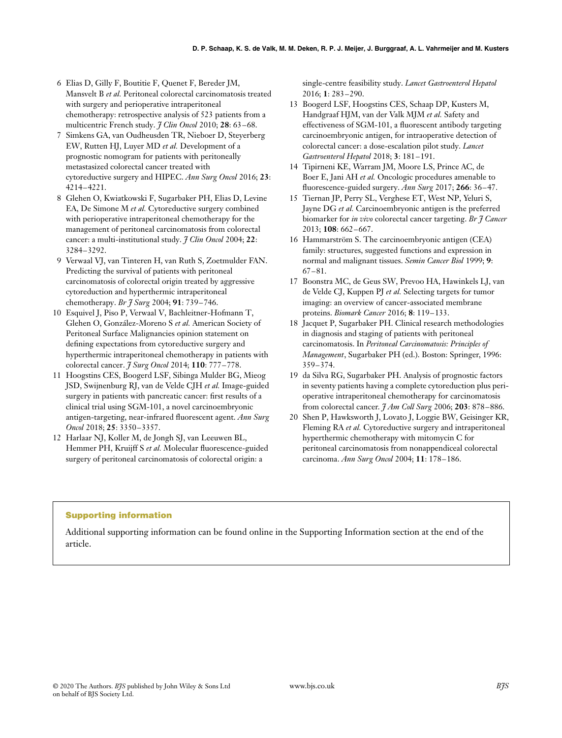6. Elias D, Gilly F, Boutitie F, Quenet F, Bereder JM, Mansvelt B *et al.* Peritoneal colorectal carcinomatosis treated with surgery and perioperative intraperitoneal chemotherapy: retrospective analysis of 523 patients from a multicentric French study. *J Clin Oncol* 2010; **28**: 63–68.
7. Simkens GA, van Oudheusden TR, Nieboer D, Steyerberg EW, Rutten HJ, Luyer MD *et al.* Development of a prognostic nomogram for patients with peritoneally metastasized colorectal cancer treated with cytoreductive surgery and HIPEC. *Ann Surg Oncol* 2016; **23**: 4214–4221.
8. Glehen O, Kwiatkowski F, Sugarbaker PH, Elias D, Levine EA, De Simone M *et al.* Cytoreductive surgery combined with perioperative intraperitoneal chemotherapy for the management of peritoneal carcinomatosis from colorectal cancer: a multi-institutional study. *J Clin Oncol* 2004; **22**: 3284–3292.
9. Verwaal VJ, van Tinteren H, van Ruth S, Zoetmulder FAN. Predicting the survival of patients with peritoneal carcinomatosis of colorectal origin treated by aggressive cytoreduction and hyperthermic intraperitoneal chemotherapy. *Br J Surg* 2004; **91**: 739–746.
10. Esquivel J, Piso P, Verwaal V, Bachleitner-Hofmann T, Glehen O, González-Moreno S *et al.* American Society of Peritoneal Surface Malignancies opinion statement on defining expectations from cytoreductive surgery and hyperthermic intraperitoneal chemotherapy in patients with colorectal cancer. *J Surg Oncol* 2014; **110**: 777–778.
11. Hoogstins CES, Boogerd LSF, Sibinga Mulder BG, Mieog JSD, Swijnenburg RJ, van de Velde CJH *et al.* Image-guided surgery in patients with pancreatic cancer: first results of a clinical trial using SGM-101, a novel carcinoembryonic antigen-targeting, near-infrared fluorescent agent. *Ann Surg Oncol* 2018; **25**: 3350–3357.
12. Harlaar NJ, Koller M, de Jongh SJ, van Leeuwen BL, Hemmer PH, Kruijff S *et al.* Molecular fluorescence-guided surgery of peritoneal carcinomatosis of colorectal origin: a single-centre feasibility study. *Lancet Gastroenterol Hepatol* 2016; **1**: 283–290.
13. Boogerd LSF, Hoogstins CES, Schaap DP, Kusters M, Handgraaf HJM, van der Valk MJM *et al.* Safety and effectiveness of SGM-101, a fluorescent antibody targeting carcinoembryonic antigen, for intraoperative detection of colorectal cancer: a dose-escalation pilot study. *Lancet Gastroenterol Hepatol* 2018; **3**: 181–191.
14. Tipirneni KE, Warram JM, Moore LS, Prince AC, de Boer E, Jani AH *et al.* Oncologic procedures amenable to fluorescence-guided surgery. *Ann Surg* 2017; **266**: 36–47.
15. Tiernan JP, Perry SL, Verghese ET, West NP, Yeluri S, Jayne DG *et al.* Carcinoembryonic antigen is the preferred biomarker for *in vivo* colorectal cancer targeting. *Br J Cancer* 2013; **108**: 662–667.
16. Hammarström S. The carcinoembryonic antigen (CEA) family: structures, suggested functions and expression in normal and malignant tissues. *Semin Cancer Biol* 1999; **9**: 67–81.
17. Boonstra MC, de Geus SW, Prevoo HA, Hawinkels LJ, van de Velde CJ, Kuppen PJ *et al.* Selecting targets for tumor imaging: an overview of cancer-associated membrane proteins. *Biomark Cancer* 2016; **8**: 119–133.
18. Jacquet P, Sugarbaker PH. Clinical research methodologies in diagnosis and staging of patients with peritoneal carcinomatosis. In *Peritoneal Carcinomatosis: Principles of Management*, Sugarbaker PH (ed.). Boston: Springer, 1996: 359–374.
19. da Silva RG, Sugarbaker PH. Analysis of prognostic factors in seventy patients having a complete cytoreduction plus perioperative intraperitoneal chemotherapy for carcinomatosis from colorectal cancer. *J Am Coll Surg* 2006; **203**: 878–886.
20. Shen P, Hawksworth J, Lovato J, Loggie BW, Geisinger KR, Fleming RA *et al.* Cytoreductive surgery and intraperitoneal hyperthermic chemotherapy with mitomycin C for peritoneal carcinomatosis from nonappendiceal colorectal carcinoma. *Ann Surg Oncol* 2004; **11**: 178–186.

## Supporting information

Additional supporting information can be found online in the Supporting Information section at the end of the article.